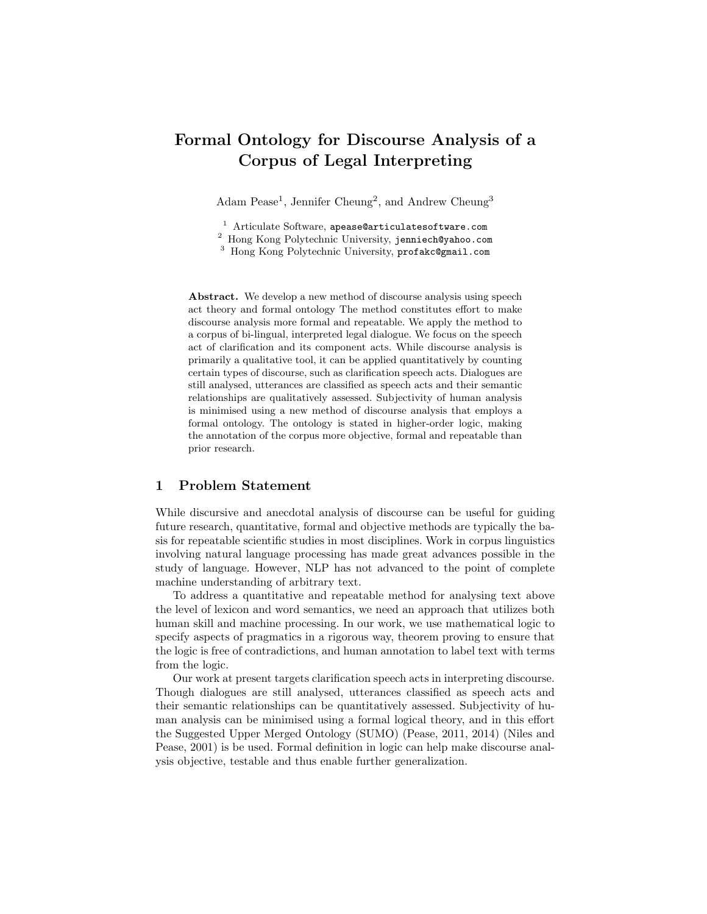# Formal Ontology for Discourse Analysis of a Corpus of Legal Interpreting

Adam Pease[1], Jennifer Cheung[2], and Andrew Cheung[3]

[1] Articulate Software, apease@articulatesoftware.com
[2] Hong Kong Polytechnic University, jenniech@yahoo.com
[3] Hong Kong Polytechnic University, profakc@gmail.com

**Abstract.** We develop a new method of discourse analysis using speech act theory and formal ontology The method constitutes effort to make discourse analysis more formal and repeatable. We apply the method to a corpus of bi-lingual, interpreted legal dialogue. We focus on the speech act of clarification and its component acts. While discourse analysis is primarily a qualitative tool, it can be applied quantitatively by counting certain types of discourse, such as clarification speech acts. Dialogues are still analysed, utterances are classified as speech acts and their semantic relationships are qualitatively assessed. Subjectivity of human analysis is minimised using a new method of discourse analysis that employs a formal ontology. The ontology is stated in higher-order logic, making the annotation of the corpus more objective, formal and repeatable than prior research.

## 1 Problem Statement

While discursive and anecdotal analysis of discourse can be useful for guiding future research, quantitative, formal and objective methods are typically the basis for repeatable scientific studies in most disciplines. Work in corpus linguistics involving natural language processing has made great advances possible in the study of language. However, NLP has not advanced to the point of complete machine understanding of arbitrary text.

To address a quantitative and repeatable method for analysing text above the level of lexicon and word semantics, we need an approach that utilizes both human skill and machine processing. In our work, we use mathematical logic to specify aspects of pragmatics in a rigorous way, theorem proving to ensure that the logic is free of contradictions, and human annotation to label text with terms from the logic.

Our work at present targets clarification speech acts in interpreting discourse. Though dialogues are still analysed, utterances classified as speech acts and their semantic relationships can be quantitatively assessed. Subjectivity of human analysis can be minimised using a formal logical theory, and in this effort the Suggested Upper Merged Ontology (SUMO) (Pease, 2011, 2014) (Niles and Pease, 2001) is be used. Formal definition in logic can help make discourse analysis objective, testable and thus enable further generalization.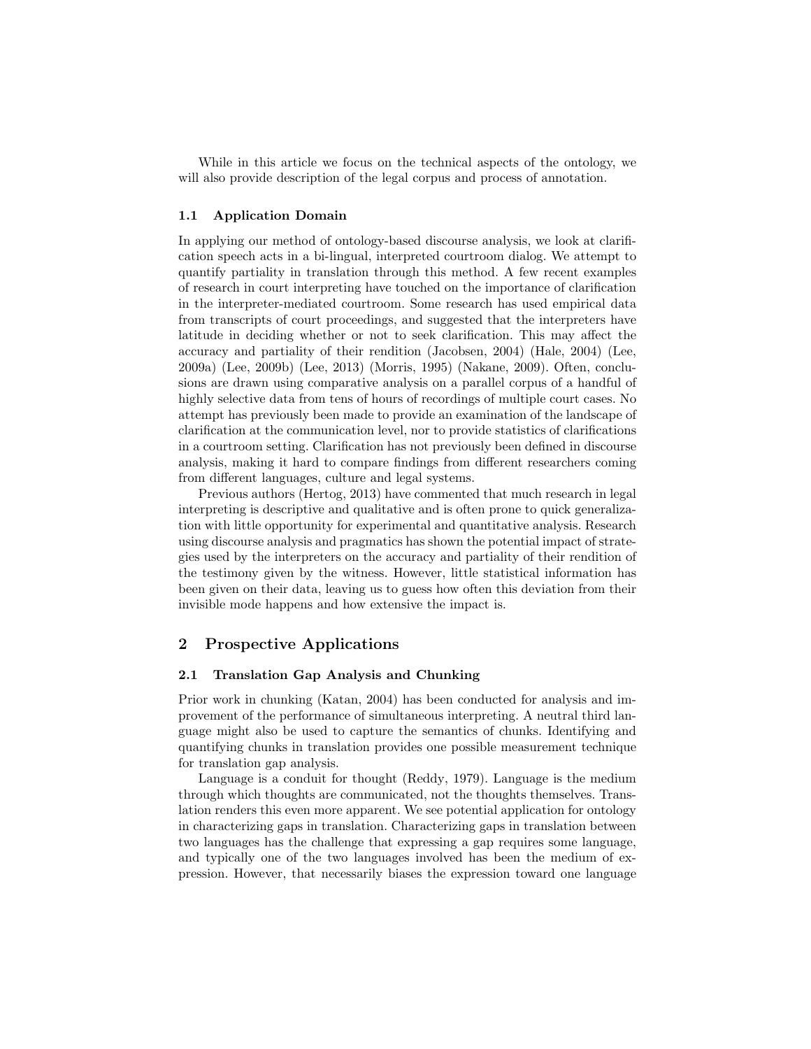While in this article we focus on the technical aspects of the ontology, we will also provide description of the legal corpus and process of annotation.

### 1.1 Application Domain

In applying our method of ontology-based discourse analysis, we look at clarification speech acts in a bi-lingual, interpreted courtroom dialog. We attempt to quantify partiality in translation through this method. A few recent examples of research in court interpreting have touched on the importance of clarification in the interpreter-mediated courtroom. Some research has used empirical data from transcripts of court proceedings, and suggested that the interpreters have latitude in deciding whether or not to seek clarification. This may affect the accuracy and partiality of their rendition (Jacobsen, 2004) (Hale, 2004) (Lee, 2009a) (Lee, 2009b) (Lee, 2013) (Morris, 1995) (Nakane, 2009). Often, conclusions are drawn using comparative analysis on a parallel corpus of a handful of highly selective data from tens of hours of recordings of multiple court cases. No attempt has previously been made to provide an examination of the landscape of clarification at the communication level, nor to provide statistics of clarifications in a courtroom setting. Clarification has not previously been defined in discourse analysis, making it hard to compare findings from different researchers coming from different languages, culture and legal systems.

Previous authors (Hertog, 2013) have commented that much research in legal interpreting is descriptive and qualitative and is often prone to quick generalization with little opportunity for experimental and quantitative analysis. Research using discourse analysis and pragmatics has shown the potential impact of strategies used by the interpreters on the accuracy and partiality of their rendition of the testimony given by the witness. However, little statistical information has been given on their data, leaving us to guess how often this deviation from their invisible mode happens and how extensive the impact is.

## 2 Prospective Applications

### 2.1 Translation Gap Analysis and Chunking

Prior work in chunking (Katan, 2004) has been conducted for analysis and improvement of the performance of simultaneous interpreting. A neutral third language might also be used to capture the semantics of chunks. Identifying and quantifying chunks in translation provides one possible measurement technique for translation gap analysis.

Language is a conduit for thought (Reddy, 1979). Language is the medium through which thoughts are communicated, not the thoughts themselves. Translation renders this even more apparent. We see potential application for ontology in characterizing gaps in translation. Characterizing gaps in translation between two languages has the challenge that expressing a gap requires some language, and typically one of the two languages involved has been the medium of expression. However, that necessarily biases the expression toward one language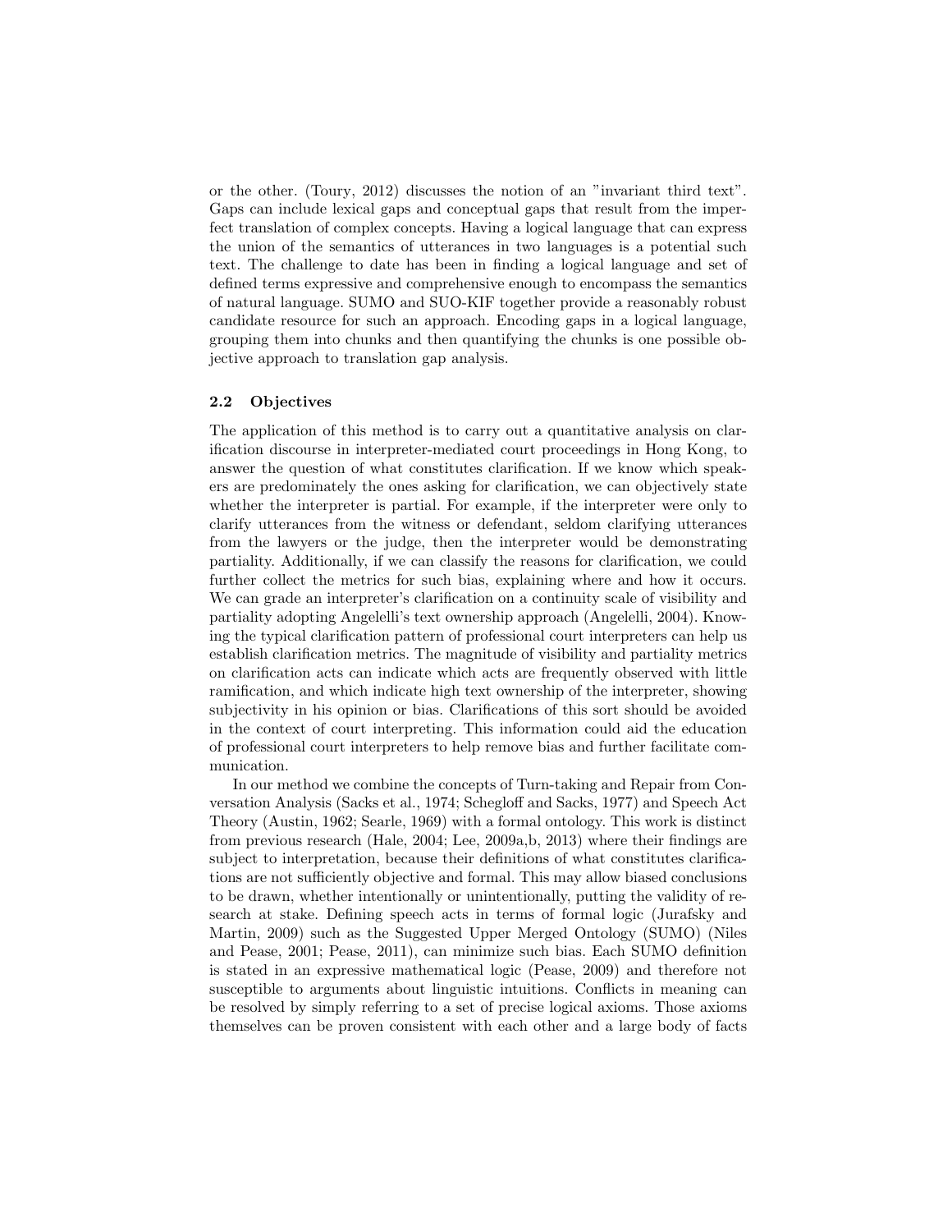or the other. (Toury, 2012) discusses the notion of an "invariant third text". Gaps can include lexical gaps and conceptual gaps that result from the imperfect translation of complex concepts. Having a logical language that can express the union of the semantics of utterances in two languages is a potential such text. The challenge to date has been in finding a logical language and set of defined terms expressive and comprehensive enough to encompass the semantics of natural language. SUMO and SUO-KIF together provide a reasonably robust candidate resource for such an approach. Encoding gaps in a logical language, grouping them into chunks and then quantifying the chunks is one possible objective approach to translation gap analysis.

### 2.2 Objectives

The application of this method is to carry out a quantitative analysis on clarification discourse in interpreter-mediated court proceedings in Hong Kong, to answer the question of what constitutes clarification. If we know which speakers are predominately the ones asking for clarification, we can objectively state whether the interpreter is partial. For example, if the interpreter were only to clarify utterances from the witness or defendant, seldom clarifying utterances from the lawyers or the judge, then the interpreter would be demonstrating partiality. Additionally, if we can classify the reasons for clarification, we could further collect the metrics for such bias, explaining where and how it occurs. We can grade an interpreter's clarification on a continuity scale of visibility and partiality adopting Angelelli's text ownership approach (Angelelli, 2004). Knowing the typical clarification pattern of professional court interpreters can help us establish clarification metrics. The magnitude of visibility and partiality metrics on clarification acts can indicate which acts are frequently observed with little ramification, and which indicate high text ownership of the interpreter, showing subjectivity in his opinion or bias. Clarifications of this sort should be avoided in the context of court interpreting. This information could aid the education of professional court interpreters to help remove bias and further facilitate communication.

In our method we combine the concepts of Turn-taking and Repair from Conversation Analysis (Sacks et al., 1974; Schegloff and Sacks, 1977) and Speech Act Theory (Austin, 1962; Searle, 1969) with a formal ontology. This work is distinct from previous research (Hale, 2004; Lee, 2009a,b, 2013) where their findings are subject to interpretation, because their definitions of what constitutes clarifications are not sufficiently objective and formal. This may allow biased conclusions to be drawn, whether intentionally or unintentionally, putting the validity of research at stake. Defining speech acts in terms of formal logic (Jurafsky and Martin, 2009) such as the Suggested Upper Merged Ontology (SUMO) (Niles and Pease, 2001; Pease, 2011), can minimize such bias. Each SUMO definition is stated in an expressive mathematical logic (Pease, 2009) and therefore not susceptible to arguments about linguistic intuitions. Conflicts in meaning can be resolved by simply referring to a set of precise logical axioms. Those axioms themselves can be proven consistent with each other and a large body of facts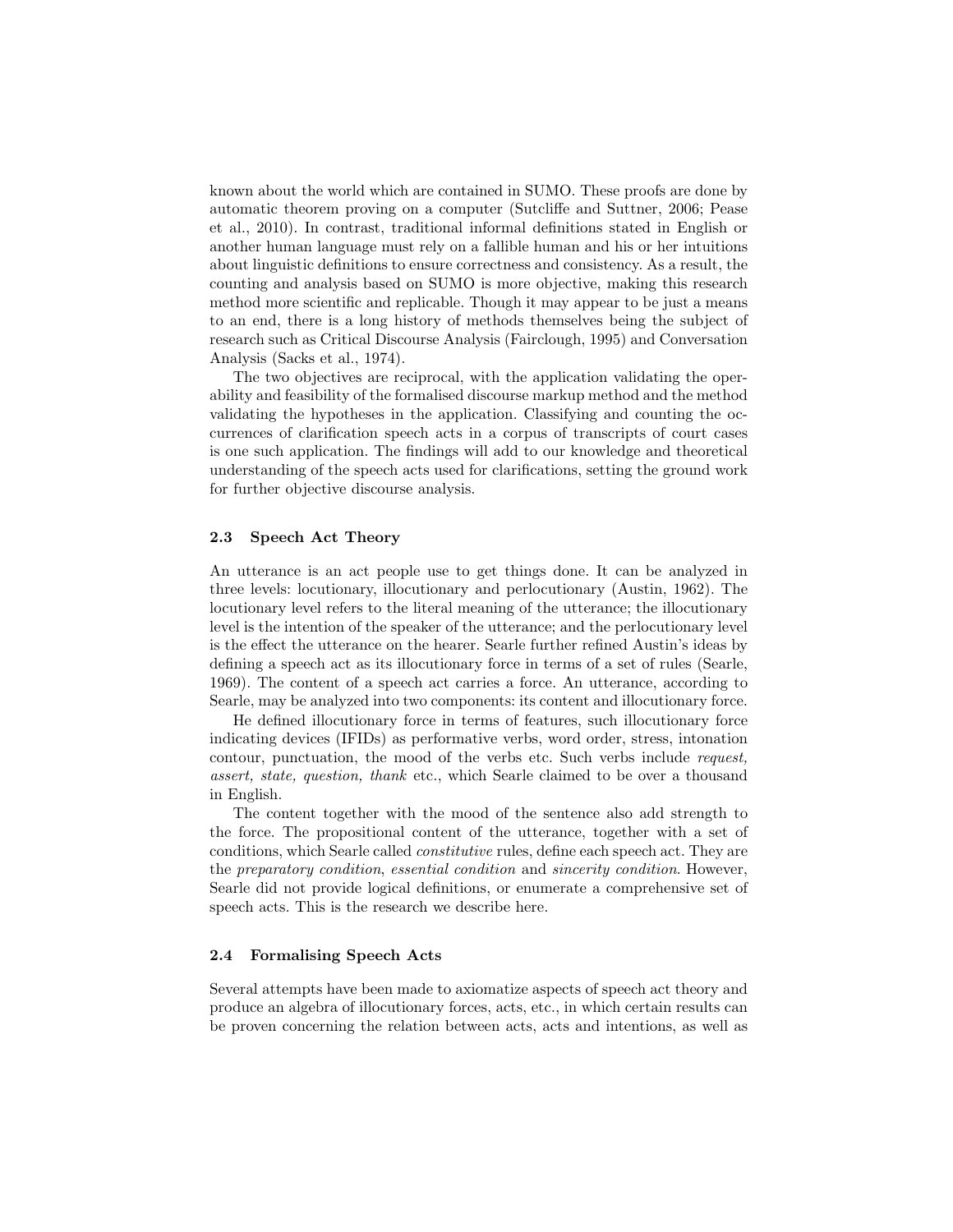known about the world which are contained in SUMO. These proofs are done by automatic theorem proving on a computer (Sutcliffe and Suttner, 2006; Pease et al., 2010). In contrast, traditional informal definitions stated in English or another human language must rely on a fallible human and his or her intuitions about linguistic definitions to ensure correctness and consistency. As a result, the counting and analysis based on SUMO is more objective, making this research method more scientific and replicable. Though it may appear to be just a means to an end, there is a long history of methods themselves being the subject of research such as Critical Discourse Analysis (Fairclough, 1995) and Conversation Analysis (Sacks et al., 1974).

The two objectives are reciprocal, with the application validating the operability and feasibility of the formalised discourse markup method and the method validating the hypotheses in the application. Classifying and counting the occurrences of clarification speech acts in a corpus of transcripts of court cases is one such application. The findings will add to our knowledge and theoretical understanding of the speech acts used for clarifications, setting the ground work for further objective discourse analysis.

### 2.3 Speech Act Theory

An utterance is an act people use to get things done. It can be analyzed in three levels: locutionary, illocutionary and perlocutionary (Austin, 1962). The locutionary level refers to the literal meaning of the utterance; the illocutionary level is the intention of the speaker of the utterance; and the perlocutionary level is the effect the utterance on the hearer. Searle further refined Austin's ideas by defining a speech act as its illocutionary force in terms of a set of rules (Searle, 1969). The content of a speech act carries a force. An utterance, according to Searle, may be analyzed into two components: its content and illocutionary force.

He defined illocutionary force in terms of features, such illocutionary force indicating devices (IFIDs) as performative verbs, word order, stress, intonation contour, punctuation, the mood of the verbs etc. Such verbs include *request, assert, state, question, thank* etc., which Searle claimed to be over a thousand in English.

The content together with the mood of the sentence also add strength to the force. The propositional content of the utterance, together with a set of conditions, which Searle called *constitutive* rules, define each speech act. They are the *preparatory condition*, *essential condition* and *sincerity condition*. However, Searle did not provide logical definitions, or enumerate a comprehensive set of speech acts. This is the research we describe here.

### 2.4 Formalising Speech Acts

Several attempts have been made to axiomatize aspects of speech act theory and produce an algebra of illocutionary forces, acts, etc., in which certain results can be proven concerning the relation between acts, acts and intentions, as well as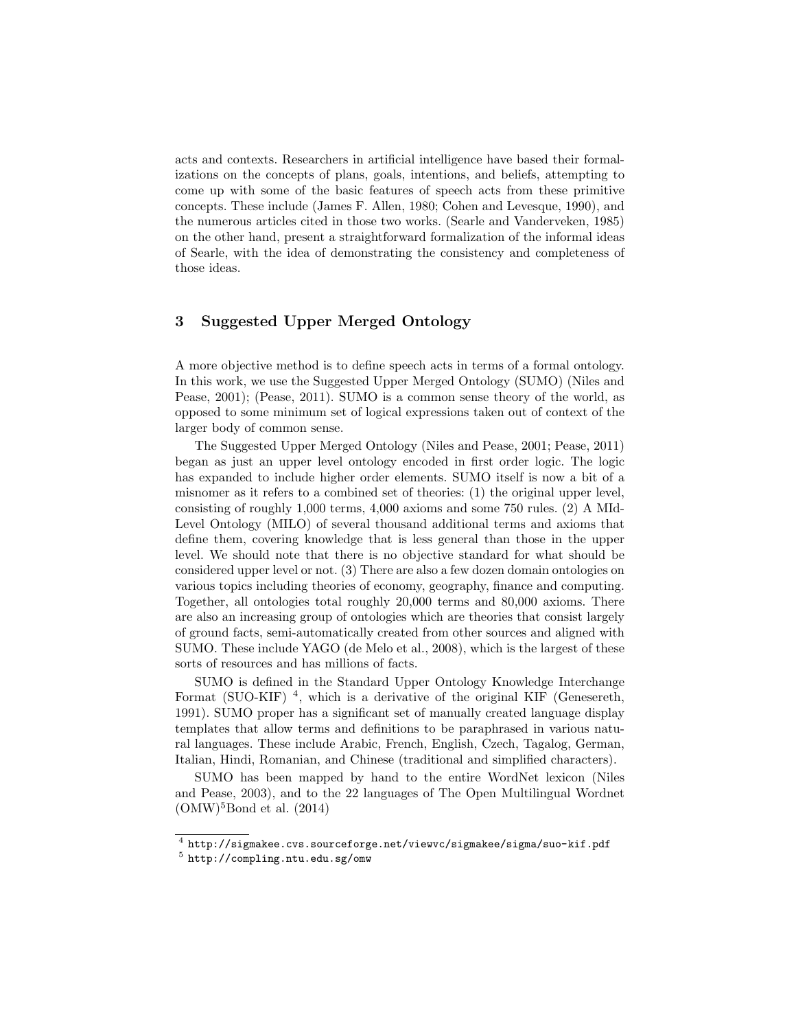acts and contexts. Researchers in artificial intelligence have based their formalizations on the concepts of plans, goals, intentions, and beliefs, attempting to come up with some of the basic features of speech acts from these primitive concepts. These include (James F. Allen, 1980; Cohen and Levesque, 1990), and the numerous articles cited in those two works. (Searle and Vanderveken, 1985) on the other hand, present a straightforward formalization of the informal ideas of Searle, with the idea of demonstrating the consistency and completeness of those ideas.

## 3 Suggested Upper Merged Ontology

A more objective method is to define speech acts in terms of a formal ontology. In this work, we use the Suggested Upper Merged Ontology (SUMO) (Niles and Pease, 2001); (Pease, 2011). SUMO is a common sense theory of the world, as opposed to some minimum set of logical expressions taken out of context of the larger body of common sense.

The Suggested Upper Merged Ontology (Niles and Pease, 2001; Pease, 2011) began as just an upper level ontology encoded in first order logic. The logic has expanded to include higher order elements. SUMO itself is now a bit of a misnomer as it refers to a combined set of theories: (1) the original upper level, consisting of roughly 1,000 terms, 4,000 axioms and some 750 rules. (2) A MId-Level Ontology (MILO) of several thousand additional terms and axioms that define them, covering knowledge that is less general than those in the upper level. We should note that there is no objective standard for what should be considered upper level or not. (3) There are also a few dozen domain ontologies on various topics including theories of economy, geography, finance and computing. Together, all ontologies total roughly 20,000 terms and 80,000 axioms. There are also an increasing group of ontologies which are theories that consist largely of ground facts, semi-automatically created from other sources and aligned with SUMO. These include YAGO (de Melo et al., 2008), which is the largest of these sorts of resources and has millions of facts.

SUMO is defined in the Standard Upper Ontology Knowledge Interchange Format (SUO-KIF) [4], which is a derivative of the original KIF (Genesereth, 1991). SUMO proper has a significant set of manually created language display templates that allow terms and definitions to be paraphrased in various natural languages. These include Arabic, French, English, Czech, Tagalog, German, Italian, Hindi, Romanian, and Chinese (traditional and simplified characters).

SUMO has been mapped by hand to the entire WordNet lexicon (Niles and Pease, 2003), and to the 22 languages of The Open Multilingual Wordnet (OMW)[5]Bond et al. (2014)

[4] http://sigmakee.cvs.sourceforge.net/viewvc/sigmakee/sigma/suo-kif.pdf

[5] http://compling.ntu.edu.sg/omw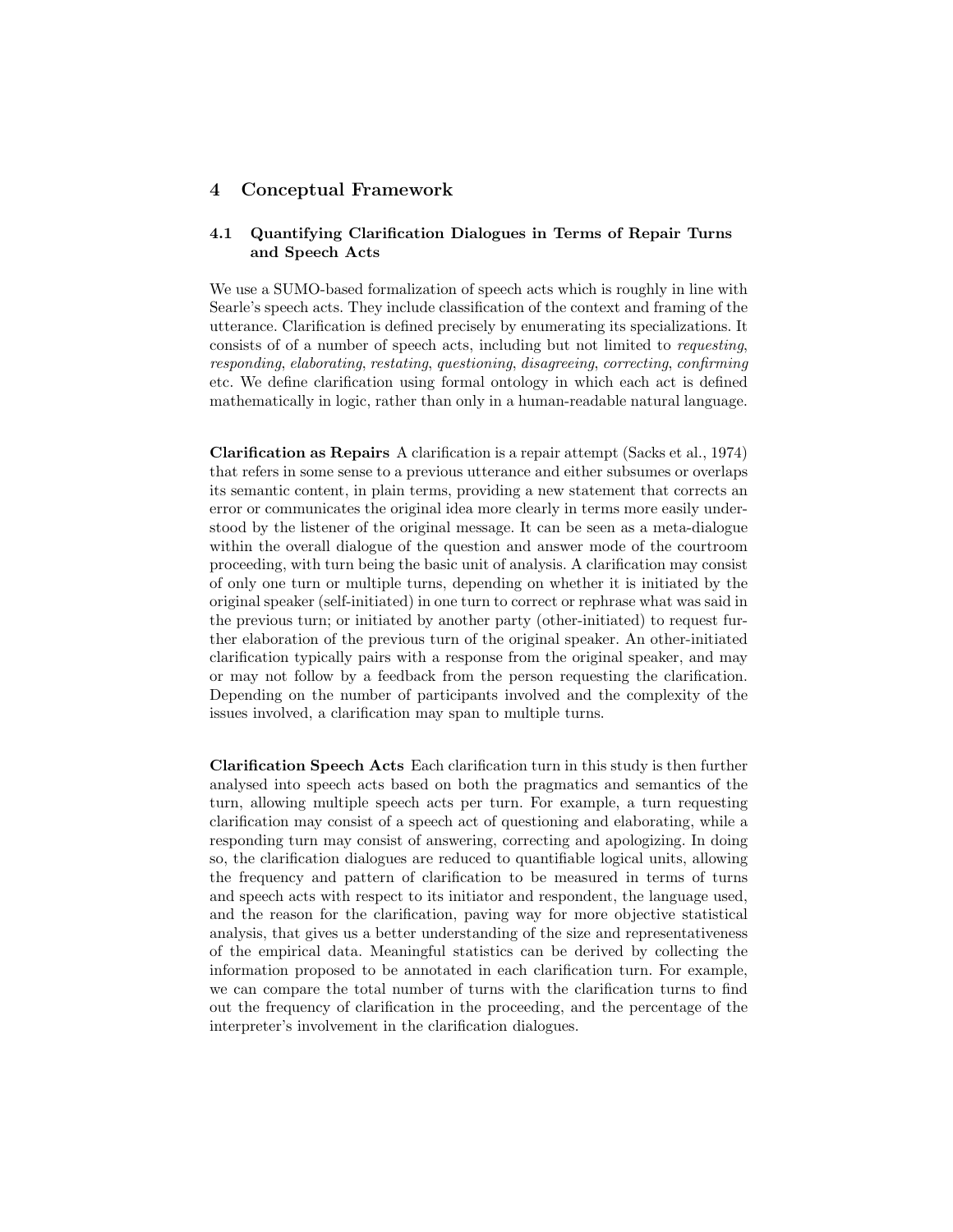## 4 Conceptual Framework

### 4.1 Quantifying Clarification Dialogues in Terms of Repair Turns and Speech Acts

We use a SUMO-based formalization of speech acts which is roughly in line with Searle's speech acts. They include classification of the context and framing of the utterance. Clarification is defined precisely by enumerating its specializations. It consists of of a number of speech acts, including but not limited to *requesting*, *responding*, *elaborating*, *restating*, *questioning*, *disagreeing*, *correcting*, *confirming* etc. We define clarification using formal ontology in which each act is defined mathematically in logic, rather than only in a human-readable natural language.

**Clarification as Repairs** A clarification is a repair attempt (Sacks et al., 1974) that refers in some sense to a previous utterance and either subsumes or overlaps its semantic content, in plain terms, providing a new statement that corrects an error or communicates the original idea more clearly in terms more easily understood by the listener of the original message. It can be seen as a meta-dialogue within the overall dialogue of the question and answer mode of the courtroom proceeding, with turn being the basic unit of analysis. A clarification may consist of only one turn or multiple turns, depending on whether it is initiated by the original speaker (self-initiated) in one turn to correct or rephrase what was said in the previous turn; or initiated by another party (other-initiated) to request further elaboration of the previous turn of the original speaker. An other-initiated clarification typically pairs with a response from the original speaker, and may or may not follow by a feedback from the person requesting the clarification. Depending on the number of participants involved and the complexity of the issues involved, a clarification may span to multiple turns.

**Clarification Speech Acts** Each clarification turn in this study is then further analysed into speech acts based on both the pragmatics and semantics of the turn, allowing multiple speech acts per turn. For example, a turn requesting clarification may consist of a speech act of questioning and elaborating, while a responding turn may consist of answering, correcting and apologizing. In doing so, the clarification dialogues are reduced to quantifiable logical units, allowing the frequency and pattern of clarification to be measured in terms of turns and speech acts with respect to its initiator and respondent, the language used, and the reason for the clarification, paving way for more objective statistical analysis, that gives us a better understanding of the size and representativeness of the empirical data. Meaningful statistics can be derived by collecting the information proposed to be annotated in each clarification turn. For example, we can compare the total number of turns with the clarification turns to find out the frequency of clarification in the proceeding, and the percentage of the interpreter's involvement in the clarification dialogues.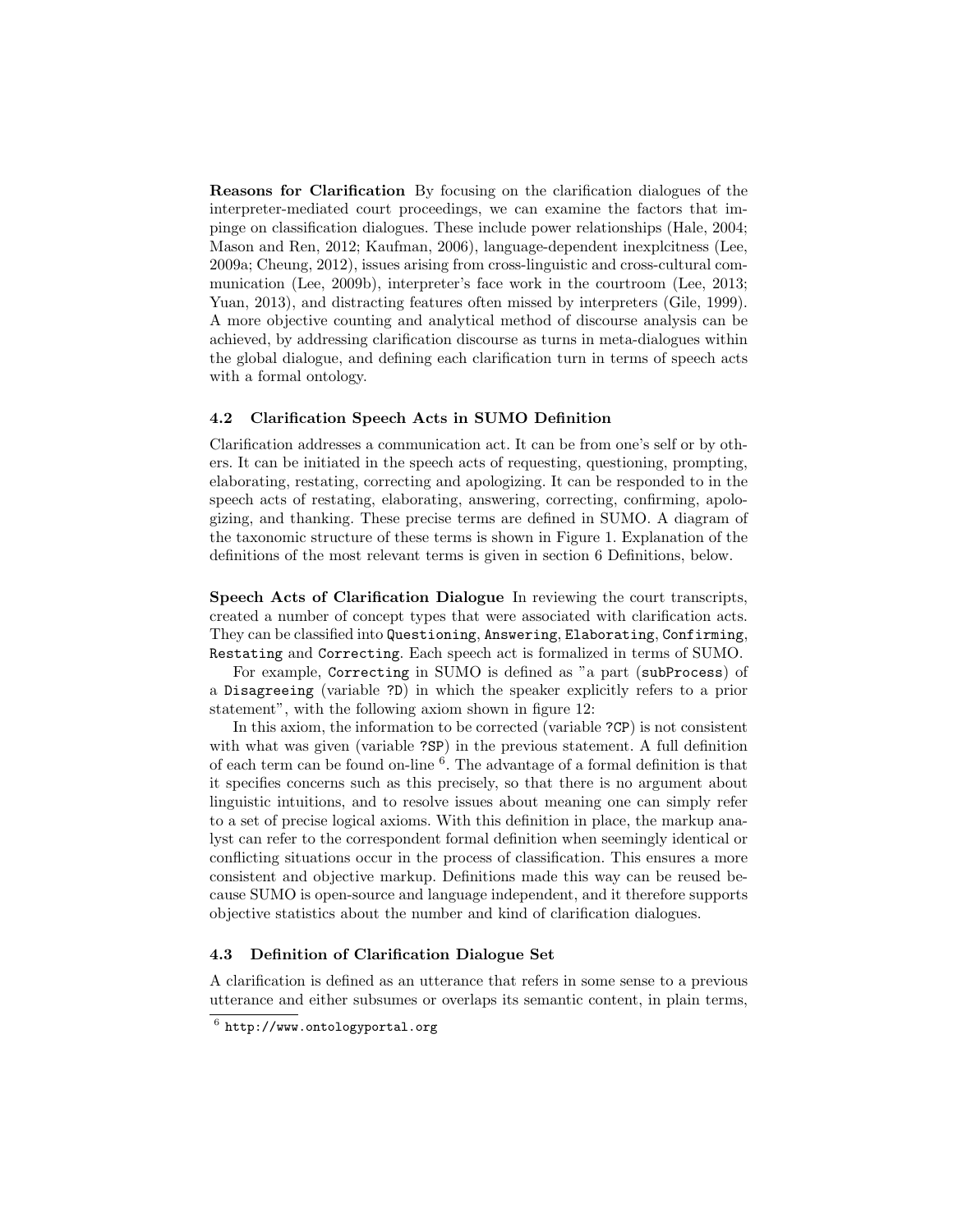**Reasons for Clarification** By focusing on the clarification dialogues of the interpreter-mediated court proceedings, we can examine the factors that impinge on classification dialogues. These include power relationships (Hale, 2004; Mason and Ren, 2012; Kaufman, 2006), language-dependent inexplcitness (Lee, 2009a; Cheung, 2012), issues arising from cross-linguistic and cross-cultural communication (Lee, 2009b), interpreter's face work in the courtroom (Lee, 2013; Yuan, 2013), and distracting features often missed by interpreters (Gile, 1999). A more objective counting and analytical method of discourse analysis can be achieved, by addressing clarification discourse as turns in meta-dialogues within the global dialogue, and defining each clarification turn in terms of speech acts with a formal ontology.

### 4.2 Clarification Speech Acts in SUMO Definition

Clarification addresses a communication act. It can be from one's self or by others. It can be initiated in the speech acts of requesting, questioning, prompting, elaborating, restating, correcting and apologizing. It can be responded to in the speech acts of restating, elaborating, answering, correcting, confirming, apologizing, and thanking. These precise terms are defined in SUMO. A diagram of the taxonomic structure of these terms is shown in Figure 1. Explanation of the definitions of the most relevant terms is given in section 6 Definitions, below.

**Speech Acts of Clarification Dialogue** In reviewing the court transcripts, created a number of concept types that were associated with clarification acts. They can be classified into `Questioning`, `Answering`, `Elaborating`, `Confirming`, `Restating` and `Correcting`. Each speech act is formalized in terms of SUMO.

For example, `Correcting` in SUMO is defined as "a part (`subProcess`) of a `Disagreeing` (variable `?D`) in which the speaker explicitly refers to a prior statement", with the following axiom shown in figure 12:

In this axiom, the information to be corrected (variable `?CP`) is not consistent with what was given (variable `?SP`) in the previous statement. A full definition of each term can be found on-line [6]. The advantage of a formal definition is that it specifies concerns such as this precisely, so that there is no argument about linguistic intuitions, and to resolve issues about meaning one can simply refer to a set of precise logical axioms. With this definition in place, the markup analyst can refer to the correspondent formal definition when seemingly identical or conflicting situations occur in the process of classification. This ensures a more consistent and objective markup. Definitions made this way can be reused because SUMO is open-source and language independent, and it therefore supports objective statistics about the number and kind of clarification dialogues.

### 4.3 Definition of Clarification Dialogue Set

A clarification is defined as an utterance that refers in some sense to a previous utterance and either subsumes or overlaps its semantic content, in plain terms,

[6] `http://www.ontologyportal.org`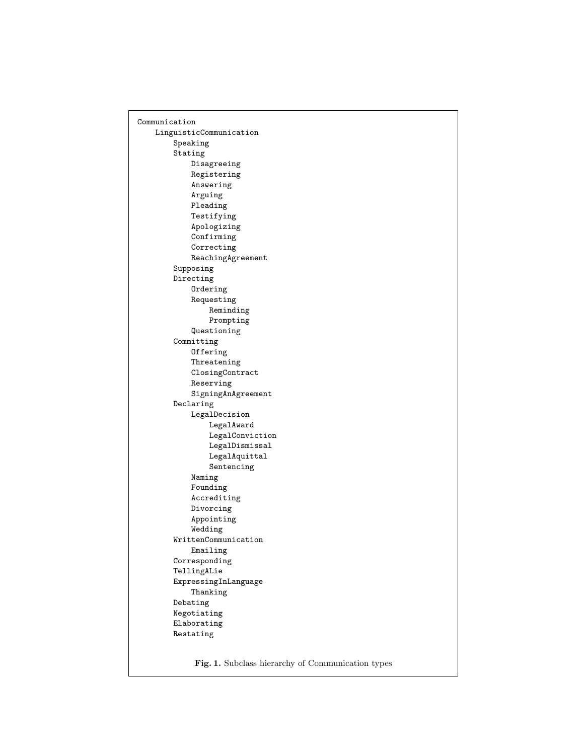```
Communication
    LinguisticCommunication
        Speaking
        Stating
            Disagreeing
            Registering
            Answering
            Arguing
            Pleading
            Testifying
            Apologizing
            Confirming
            Correcting
            ReachingAgreement
        Supposing
        Directing
            Ordering
            Requesting
                Reminding
                Prompting
            Questioning
        Committing
            Offering
            Threatening
            ClosingContract
            Reserving
            SigningAnAgreement
        Declaring
            LegalDecision
                LegalAward
                LegalConviction
                LegalDismissal
                LegalAquittal
                Sentencing
            Naming
            Founding
            Accrediting
            Divorcing
            Appointing
            Wedding
        WrittenCommunication
            Emailing
        Corresponding
        TellingALie
        ExpressingInLanguage
            Thanking
        Debating
        Negotiating
        Elaborating
        Restating
```

**Fig. 1.** Subclass hierarchy of Communication types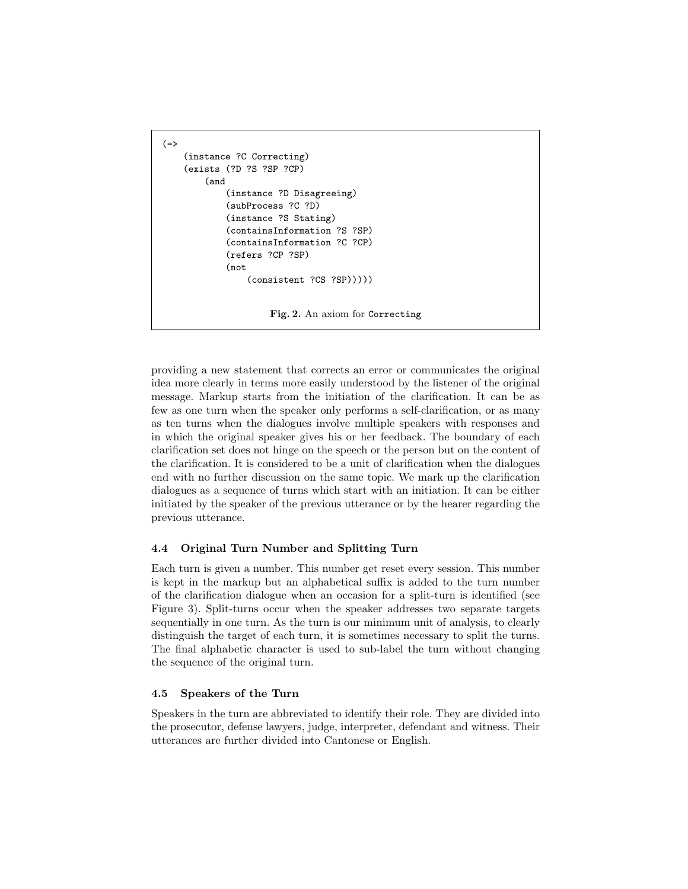```
(=>
    (instance ?C Correcting)
    (exists (?D ?S ?SP ?CP)
        (and
            (instance ?D Disagreeing)
            (subProcess ?C ?D)
            (instance ?S Stating)
            (containsInformation ?S ?SP)
            (containsInformation ?C ?CP)
            (refers ?CP ?SP)
            (not
                (consistent ?CS ?SP)))))
```

**Fig. 2.** An axiom for Correcting

providing a new statement that corrects an error or communicates the original idea more clearly in terms more easily understood by the listener of the original message. Markup starts from the initiation of the clarification. It can be as few as one turn when the speaker only performs a self-clarification, or as many as ten turns when the dialogues involve multiple speakers with responses and in which the original speaker gives his or her feedback. The boundary of each clarification set does not hinge on the speech or the person but on the content of the clarification. It is considered to be a unit of clarification when the dialogues end with no further discussion on the same topic. We mark up the clarification dialogues as a sequence of turns which start with an initiation. It can be either initiated by the speaker of the previous utterance or by the hearer regarding the previous utterance.

### 4.4 Original Turn Number and Splitting Turn

Each turn is given a number. This number get reset every session. This number is kept in the markup but an alphabetical suffix is added to the turn number of the clarification dialogue when an occasion for a split-turn is identified (see Figure 3). Split-turns occur when the speaker addresses two separate targets sequentially in one turn. As the turn is our minimum unit of analysis, to clearly distinguish the target of each turn, it is sometimes necessary to split the turns. The final alphabetic character is used to sub-label the turn without changing the sequence of the original turn.

### 4.5 Speakers of the Turn

Speakers in the turn are abbreviated to identify their role. They are divided into the prosecutor, defense lawyers, judge, interpreter, defendant and witness. Their utterances are further divided into Cantonese or English.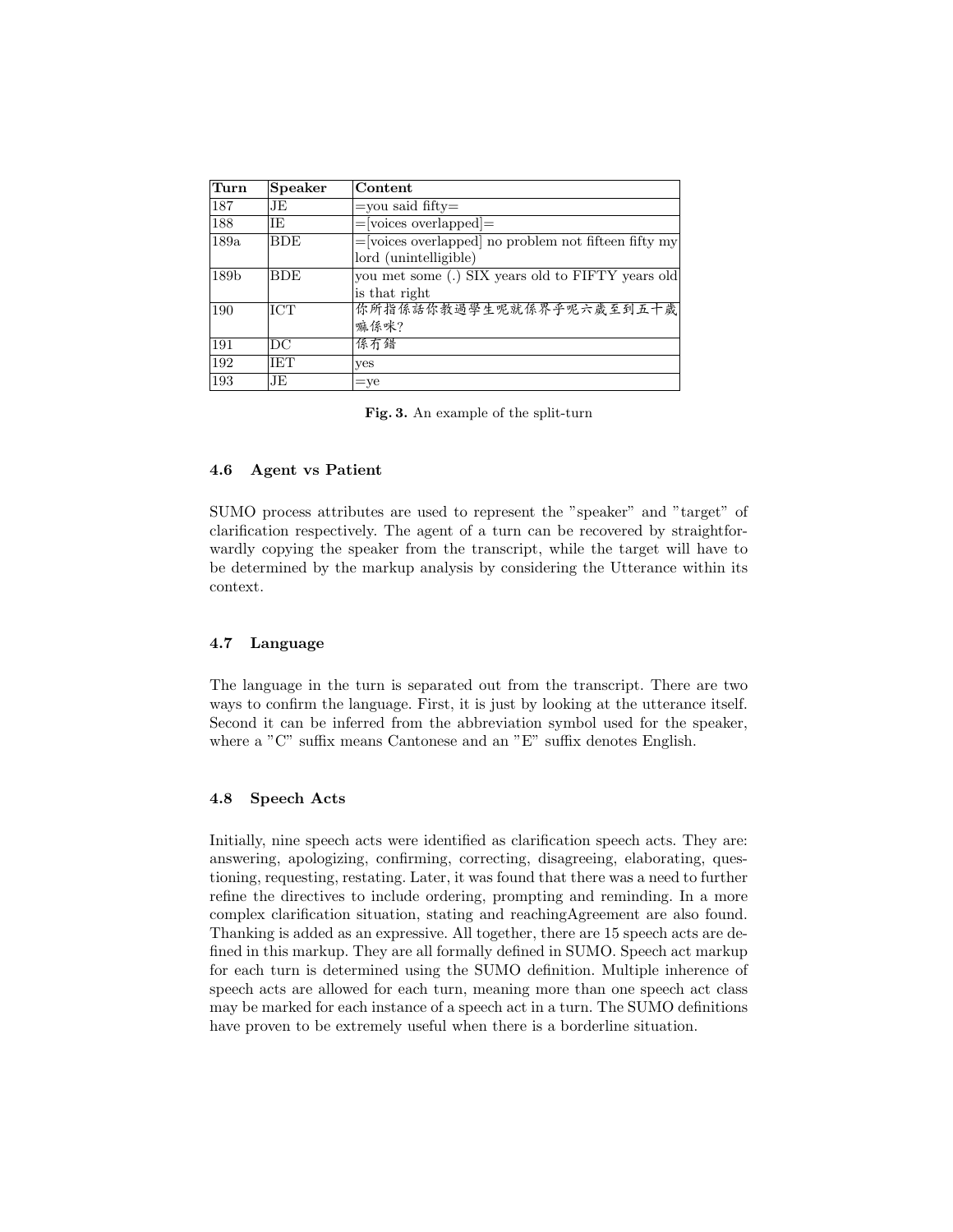| Turn | Speaker | Content |
|---|---|---|
| 187 | JE | =you said fifty= |
| 188 | IE | =[voices overlapped]= |
| 189a | BDE | =[voices overlapped] no problem not fifteen fifty my lord (unintelligible) |
| 189b | BDE | you met some (.) SIX years old to FIFTY years old is that right |
| 190 | ICT | 你所指係話你教過學生呢就係界乎呢六歲至到五十歲嘛係咪? |
| 191 | DC | 係冇錯 |
| 192 | IET | yes |
| 193 | JE | =ye |

**Fig. 3.** An example of the split-turn

### 4.6 Agent vs Patient

SUMO process attributes are used to represent the "speaker" and "target" of clarification respectively. The agent of a turn can be recovered by straightforwardly copying the speaker from the transcript, while the target will have to be determined by the markup analysis by considering the Utterance within its context.

### 4.7 Language

The language in the turn is separated out from the transcript. There are two ways to confirm the language. First, it is just by looking at the utterance itself. Second it can be inferred from the abbreviation symbol used for the speaker, where a "C" suffix means Cantonese and an "E" suffix denotes English.

### 4.8 Speech Acts

Initially, nine speech acts were identified as clarification speech acts. They are: answering, apologizing, confirming, correcting, disagreeing, elaborating, questioning, requesting, restating. Later, it was found that there was a need to further refine the directives to include ordering, prompting and reminding. In a more complex clarification situation, stating and reachingAgreement are also found. Thanking is added as an expressive. All together, there are 15 speech acts are defined in this markup. They are all formally defined in SUMO. Speech act markup for each turn is determined using the SUMO definition. Multiple inherence of speech acts are allowed for each turn, meaning more than one speech act class may be marked for each instance of a speech act in a turn. The SUMO definitions have proven to be extremely useful when there is a borderline situation.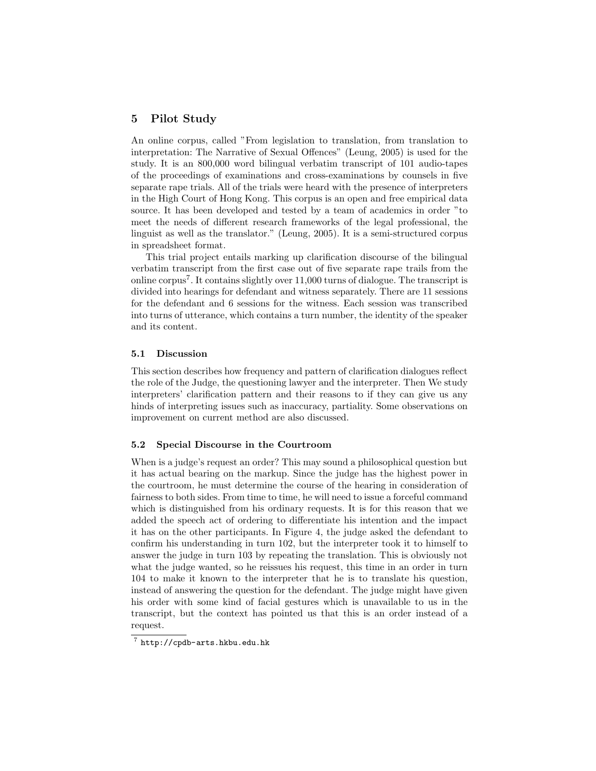## 5 Pilot Study

An online corpus, called "From legislation to translation, from translation to interpretation: The Narrative of Sexual Offences" (Leung, 2005) is used for the study. It is an 800,000 word bilingual verbatim transcript of 101 audio-tapes of the proceedings of examinations and cross-examinations by counsels in five separate rape trials. All of the trials were heard with the presence of interpreters in the High Court of Hong Kong. This corpus is an open and free empirical data source. It has been developed and tested by a team of academics in order "to meet the needs of different research frameworks of the legal professional, the linguist as well as the translator." (Leung, 2005). It is a semi-structured corpus in spreadsheet format.

This trial project entails marking up clarification discourse of the bilingual verbatim transcript from the first case out of five separate rape trails from the online corpus[7]. It contains slightly over 11,000 turns of dialogue. The transcript is divided into hearings for defendant and witness separately. There are 11 sessions for the defendant and 6 sessions for the witness. Each session was transcribed into turns of utterance, which contains a turn number, the identity of the speaker and its content.

### 5.1 Discussion

This section describes how frequency and pattern of clarification dialogues reflect the role of the Judge, the questioning lawyer and the interpreter. Then We study interpreters' clarification pattern and their reasons to if they can give us any hinds of interpreting issues such as inaccuracy, partiality. Some observations on improvement on current method are also discussed.

### 5.2 Special Discourse in the Courtroom

When is a judge's request an order? This may sound a philosophical question but it has actual bearing on the markup. Since the judge has the highest power in the courtroom, he must determine the course of the hearing in consideration of fairness to both sides. From time to time, he will need to issue a forceful command which is distinguished from his ordinary requests. It is for this reason that we added the speech act of ordering to differentiate his intention and the impact it has on the other participants. In Figure 4, the judge asked the defendant to confirm his understanding in turn 102, but the interpreter took it to himself to answer the judge in turn 103 by repeating the translation. This is obviously not what the judge wanted, so he reissues his request, this time in an order in turn 104 to make it known to the interpreter that he is to translate his question, instead of answering the question for the defendant. The judge might have given his order with some kind of facial gestures which is unavailable to us in the transcript, but the context has pointed us that this is an order instead of a request.

[7] http://cpdb-arts.hkbu.edu.hk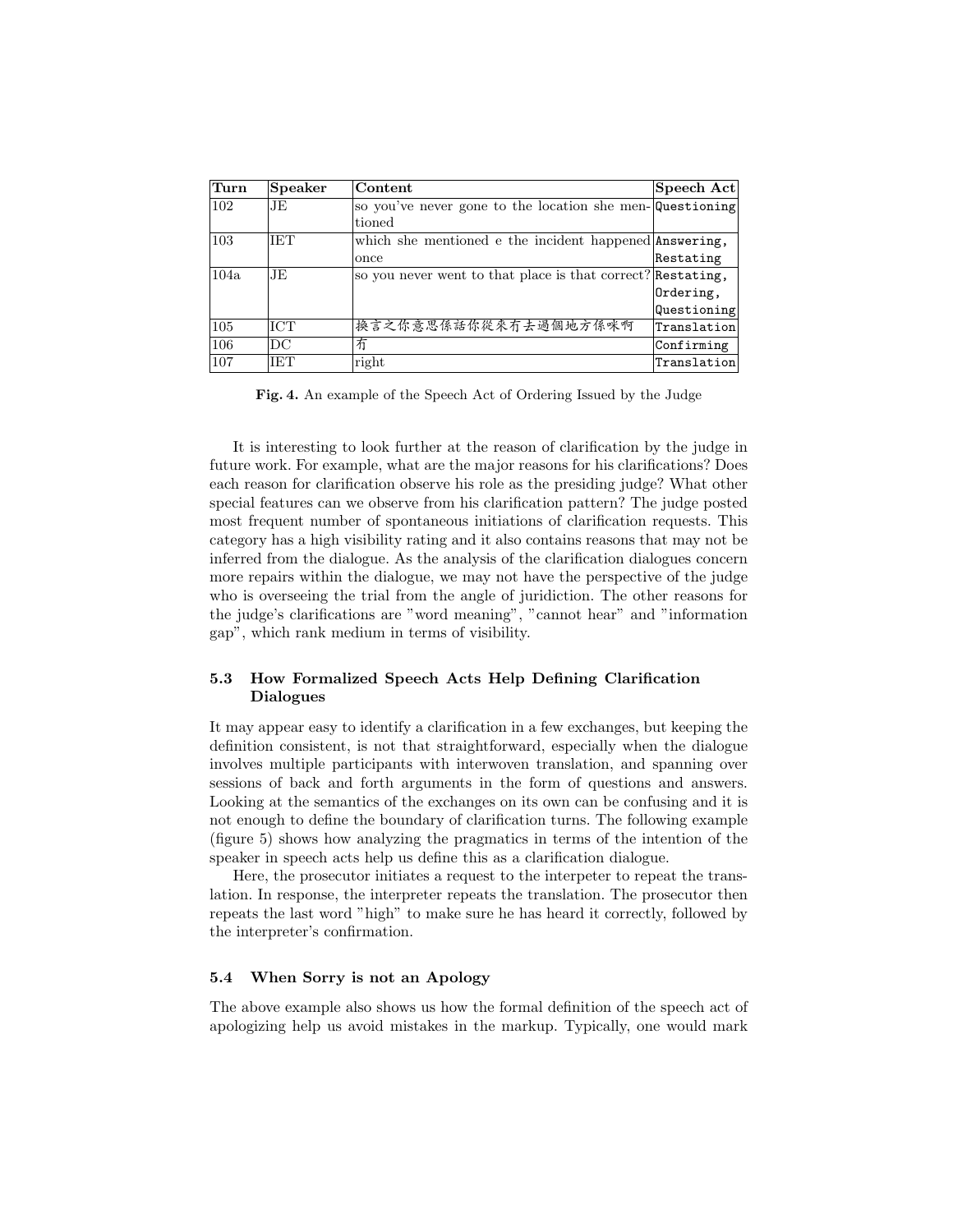| Turn | Speaker | Content | Speech Act |
|---|---|---|---|
| 102 | JE | so you've never gone to the location she mentioned | Questioning |
| 103 | IET | which she mentioned e the incident happened once | Answering, Restating |
| 104a | JE | so you never went to that place is that correct? | Restating, Ordering, Questioning |
| 105 | ICT | 換言之你意思係話你從來冇去過個地方係咪啊 | Translation |
| 106 | DC | 冇 | Confirming |
| 107 | IET | right | Translation |

**Fig. 4.** An example of the Speech Act of Ordering Issued by the Judge

It is interesting to look further at the reason of clarification by the judge in future work. For example, what are the major reasons for his clarifications? Does each reason for clarification observe his role as the presiding judge? What other special features can we observe from his clarification pattern? The judge posted most frequent number of spontaneous initiations of clarification requests. This category has a high visibility rating and it also contains reasons that may not be inferred from the dialogue. As the analysis of the clarification dialogues concern more repairs within the dialogue, we may not have the perspective of the judge who is overseeing the trial from the angle of juridiction. The other reasons for the judge's clarifications are "word meaning", "cannot hear" and "information gap", which rank medium in terms of visibility.

### 5.3 How Formalized Speech Acts Help Defining Clarification Dialogues

It may appear easy to identify a clarification in a few exchanges, but keeping the definition consistent, is not that straightforward, especially when the dialogue involves multiple participants with interwoven translation, and spanning over sessions of back and forth arguments in the form of questions and answers. Looking at the semantics of the exchanges on its own can be confusing and it is not enough to define the boundary of clarification turns. The following example (figure 5) shows how analyzing the pragmatics in terms of the intention of the speaker in speech acts help us define this as a clarification dialogue.

Here, the prosecutor initiates a request to the interpeter to repeat the translation. In response, the interpreter repeats the translation. The prosecutor then repeats the last word "high" to make sure he has heard it correctly, followed by the interpreter's confirmation.

### 5.4 When Sorry is not an Apology

The above example also shows us how the formal definition of the speech act of apologizing help us avoid mistakes in the markup. Typically, one would mark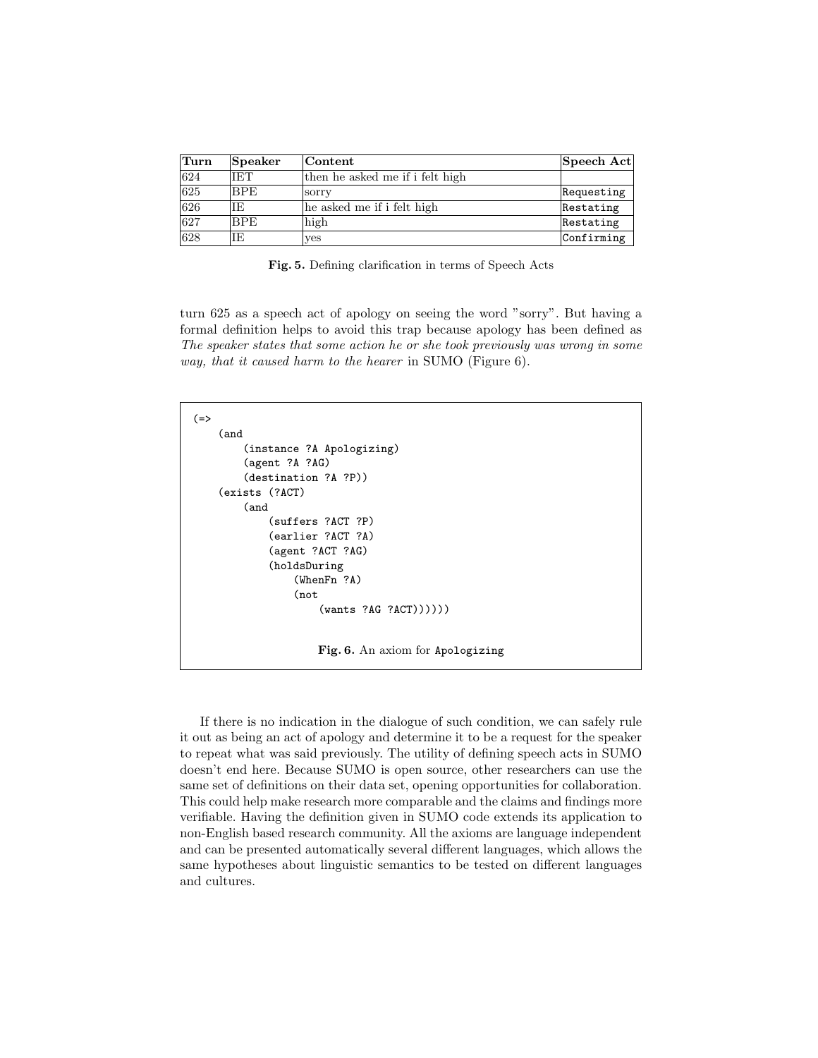| Turn | Speaker | Content | Speech Act |
| --- | --- | --- | --- |
| 624 | IET | then he asked me if i felt high | |
| 625 | BPE | sorry | Requesting |
| 626 | IE | he asked me if i felt high | Restating |
| 627 | BPE | high | Restating |
| 628 | IE | yes | Confirming |

**Fig. 5.** Defining clarification in terms of Speech Acts

turn 625 as a speech act of apology on seeing the word "sorry". But having a formal definition helps to avoid this trap because apology has been defined as *The speaker states that some action he or she took previously was wrong in some way, that it caused harm to the hearer* in SUMO (Figure 6).

```
(=>
    (and
        (instance ?A Apologizing)
        (agent ?A ?AG)
        (destination ?A ?P))
    (exists (?ACT)
        (and
            (suffers ?ACT ?P)
            (earlier ?ACT ?A)
            (agent ?ACT ?AG)
            (holdsDuring
                (WhenFn ?A)
                (not
                    (wants ?AG ?ACT))))))
```

**Fig. 6.** An axiom for `Apologizing`

If there is no indication in the dialogue of such condition, we can safely rule it out as being an act of apology and determine it to be a request for the speaker to repeat what was said previously. The utility of defining speech acts in SUMO doesn't end here. Because SUMO is open source, other researchers can use the same set of definitions on their data set, opening opportunities for collaboration. This could help make research more comparable and the claims and findings more verifiable. Having the definition given in SUMO code extends its application to non-English based research community. All the axioms are language independent and can be presented automatically several different languages, which allows the same hypotheses about linguistic semantics to be tested on different languages and cultures.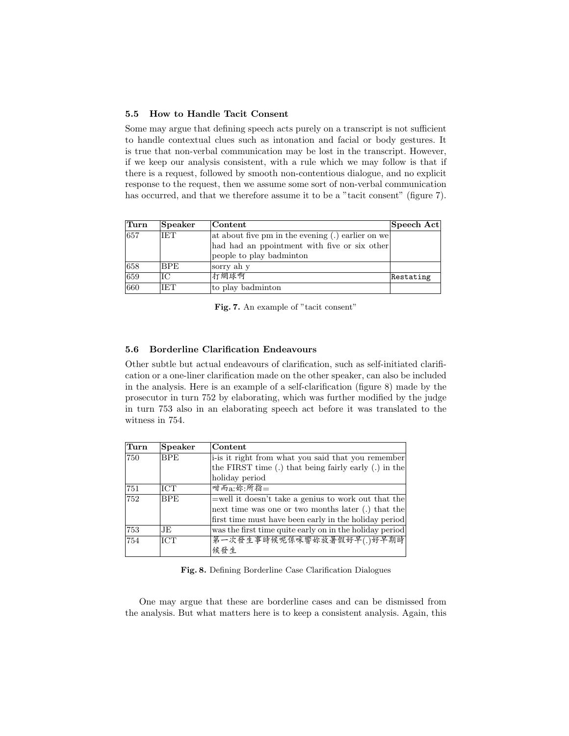### 5.5 How to Handle Tacit Consent

Some may argue that defining speech acts purely on a transcript is not sufficient to handle contextual clues such as intonation and facial or body gestures. It is true that non-verbal communication may be lost in the transcript. However, if we keep our analysis consistent, with a rule which we may follow is that if there is a request, followed by smooth non-contentious dialogue, and no explicit response to the request, then we assume some sort of non-verbal communication has occurred, and that we therefore assume it to be a "tacit consent" (figure 7).

| Turn | Speaker | Content | Speech Act |
|---|---|---|---|
| 657 | IET | at about five pm in the evening (.) earlier on we had had an ppointment with five or six other people to play badminton | |
| 658 | BPE | sorry ah y | |
| 659 | IC | 打網球啊 | Restating |
| 660 | IET | to play badminton | |

**Fig. 7.** An example of "tacit consent"

### 5.6 Borderline Clarification Endeavours

Other subtle but actual endeavours of clarification, such as self-initiated clarification or a one-liner clarification made on the other speaker, can also be included in the analysis. Here is an example of a self-clarification (figure 8) made by the prosecutor in turn 752 by elaborating, which was further modified by the judge in turn 753 also in an elaborating speech act before it was translated to the witness in 754.

| Turn | Speaker | Content |
|---|---|---|
| 750 | BPE | i-is it right from what you said that you remember the FIRST time (.) that being fairly early (.) in the holiday period |
| 751 | ICT | 咁而a:妳:所指= |
| 752 | BPE | =well it doesn't take a genius to work out that the next time was one or two months later (.) that the first time must have been early in the holiday period |
| 753 | JE | was the first time quite early on in the holiday period |
| 754 | ICT | 第一次發生事時候呢係咪響妳放暑假好早(.)好早期時候發生 |

**Fig. 8.** Defining Borderline Case Clarification Dialogues

One may argue that these are borderline cases and can be dismissed from the analysis. But what matters here is to keep a consistent analysis. Again, this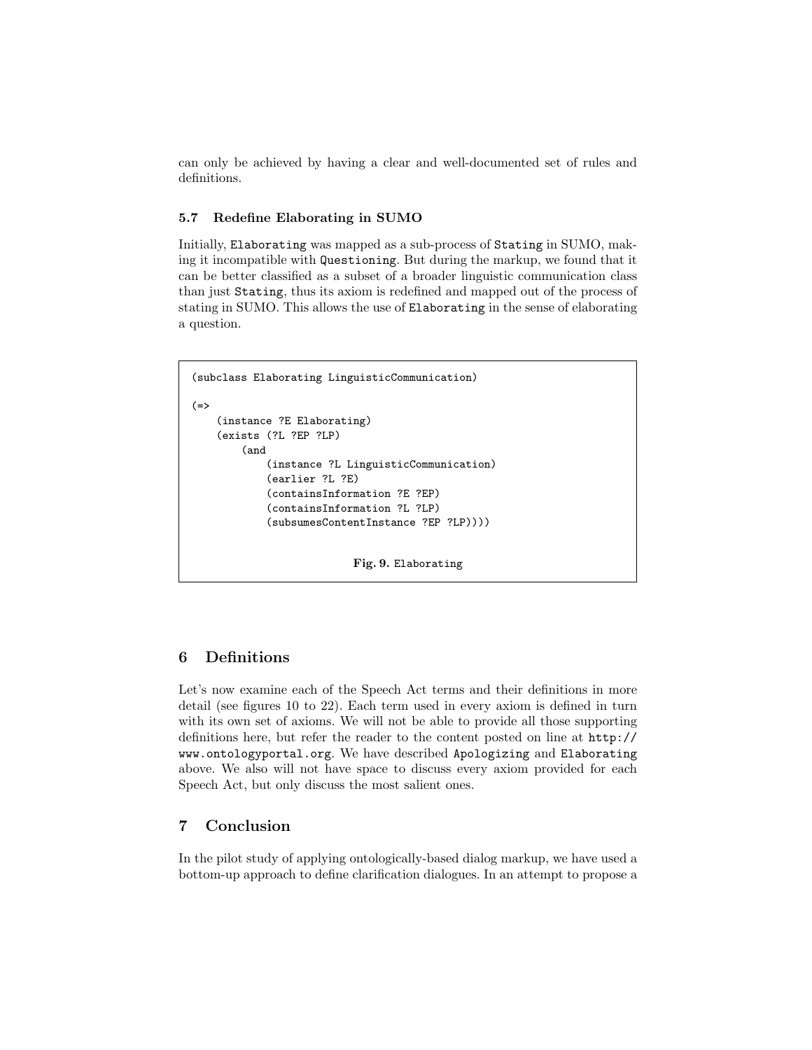can only be achieved by having a clear and well-documented set of rules and definitions.

### 5.7 Redefine Elaborating in SUMO

Initially, Elaborating was mapped as a sub-process of Stating in SUMO, making it incompatible with Questioning. But during the markup, we found that it can be better classified as a subset of a broader linguistic communication class than just Stating, thus its axiom is redefined and mapped out of the process of stating in SUMO. This allows the use of Elaborating in the sense of elaborating a question.

```
(subclass Elaborating LinguisticCommunication)

(=>
    (instance ?E Elaborating)
    (exists (?L ?EP ?LP)
        (and
            (instance ?L LinguisticCommunication)
            (earlier ?L ?E)
            (containsInformation ?E ?EP)
            (containsInformation ?L ?LP)
            (subsumesContentInstance ?EP ?LP))))
```

**Fig. 9.** Elaborating

## 6 Definitions

Let's now examine each of the Speech Act terms and their definitions in more detail (see figures 10 to 22). Each term used in every axiom is defined in turn with its own set of axioms. We will not be able to provide all those supporting definitions here, but refer the reader to the content posted on line at http://www.ontologyportal.org. We have described Apologizing and Elaborating above. We also will not have space to discuss every axiom provided for each Speech Act, but only discuss the most salient ones.

## 7 Conclusion

In the pilot study of applying ontologically-based dialog markup, we have used a bottom-up approach to define clarification dialogues. In an attempt to propose a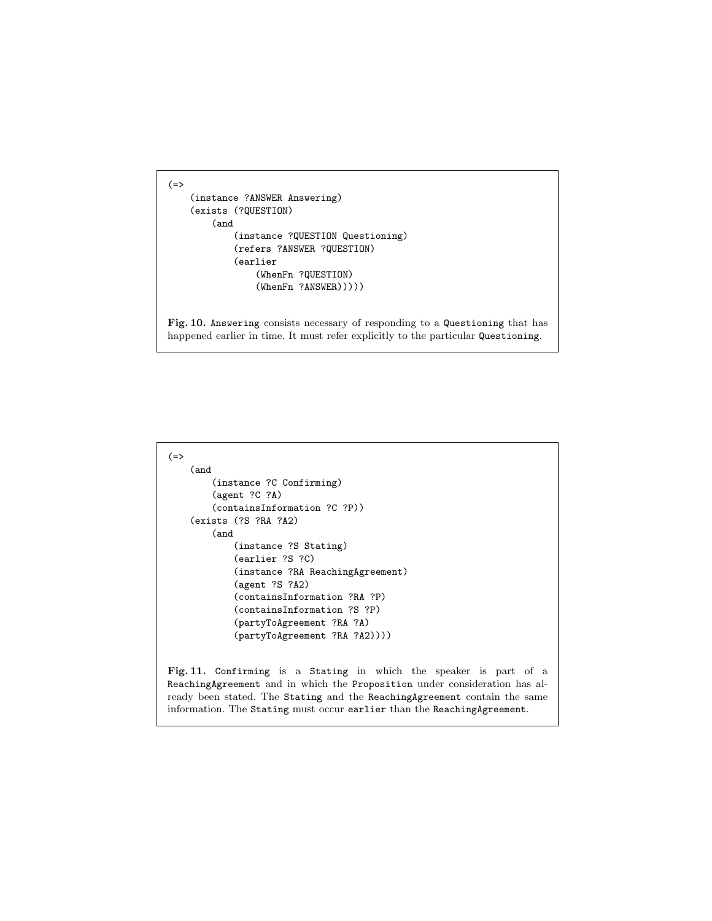```
(=>
    (instance ?ANSWER Answering)
    (exists (?QUESTION)
        (and
            (instance ?QUESTION Questioning)
            (refers ?ANSWER ?QUESTION)
            (earlier
                (WhenFn ?QUESTION)
                (WhenFn ?ANSWER)))))
```

**Fig. 10.** `Answering` consists necessary of responding to a `Questioning` that has happened earlier in time. It must refer explicitly to the particular `Questioning`.

```
(=>
    (and
        (instance ?C Confirming)
        (agent ?C ?A)
        (containsInformation ?C ?P))
    (exists (?S ?RA ?A2)
        (and
            (instance ?S Stating)
            (earlier ?S ?C)
            (instance ?RA ReachingAgreement)
            (agent ?S ?A2)
            (containsInformation ?RA ?P)
            (containsInformation ?S ?P)
            (partyToAgreement ?RA ?A)
            (partyToAgreement ?RA ?A2))))
```

**Fig. 11.** `Confirming` is a `Stating` in which the speaker is part of a `ReachingAgreement` and in which the `Proposition` under consideration has already been stated. The `Stating` and the `ReachingAgreement` contain the same information. The `Stating` must occur `earlier` than the `ReachingAgreement`.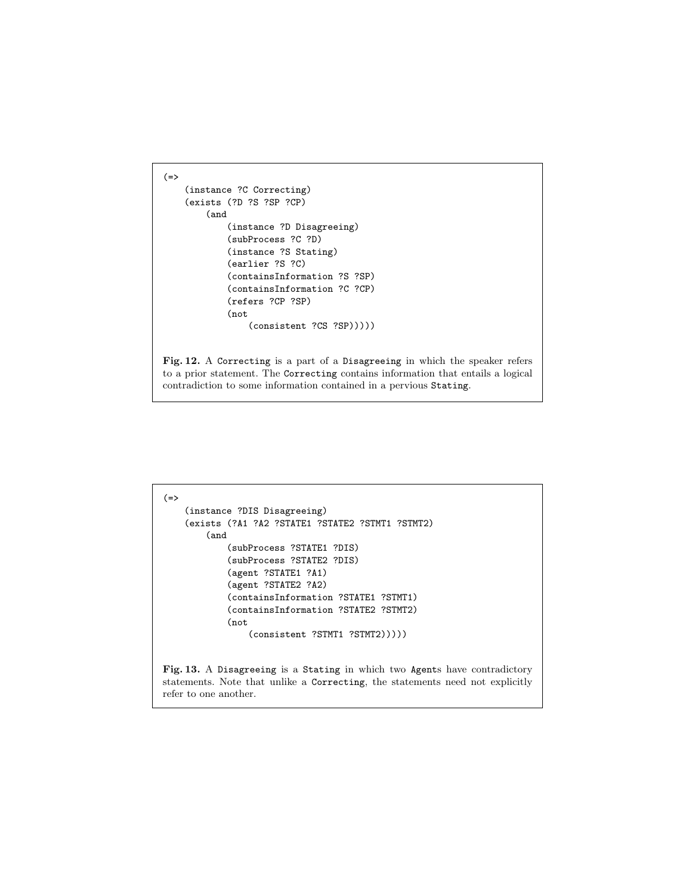```
(=>
    (instance ?C Correcting)
    (exists (?D ?S ?SP ?CP)
        (and
            (instance ?D Disagreeing)
            (subProcess ?C ?D)
            (instance ?S Stating)
            (earlier ?S ?C)
            (containsInformation ?S ?SP)
            (containsInformation ?C ?CP)
            (refers ?CP ?SP)
            (not
                (consistent ?CS ?SP)))))
```

**Fig. 12.** A `Correcting` is a part of a `Disagreeing` in which the speaker refers to a prior statement. The `Correcting` contains information that entails a logical contradiction to some information contained in a pervious `Stating`.

```
(=>
    (instance ?DIS Disagreeing)
    (exists (?A1 ?A2 ?STATE1 ?STATE2 ?STMT1 ?STMT2)
        (and
            (subProcess ?STATE1 ?DIS)
            (subProcess ?STATE2 ?DIS)
            (agent ?STATE1 ?A1)
            (agent ?STATE2 ?A2)
            (containsInformation ?STATE1 ?STMT1)
            (containsInformation ?STATE2 ?STMT2)
            (not
                (consistent ?STMT1 ?STMT2)))))
```

**Fig. 13.** A `Disagreeing` is a `Stating` in which two `Agent`s have contradictory statements. Note that unlike a `Correcting`, the statements need not explicitly refer to one another.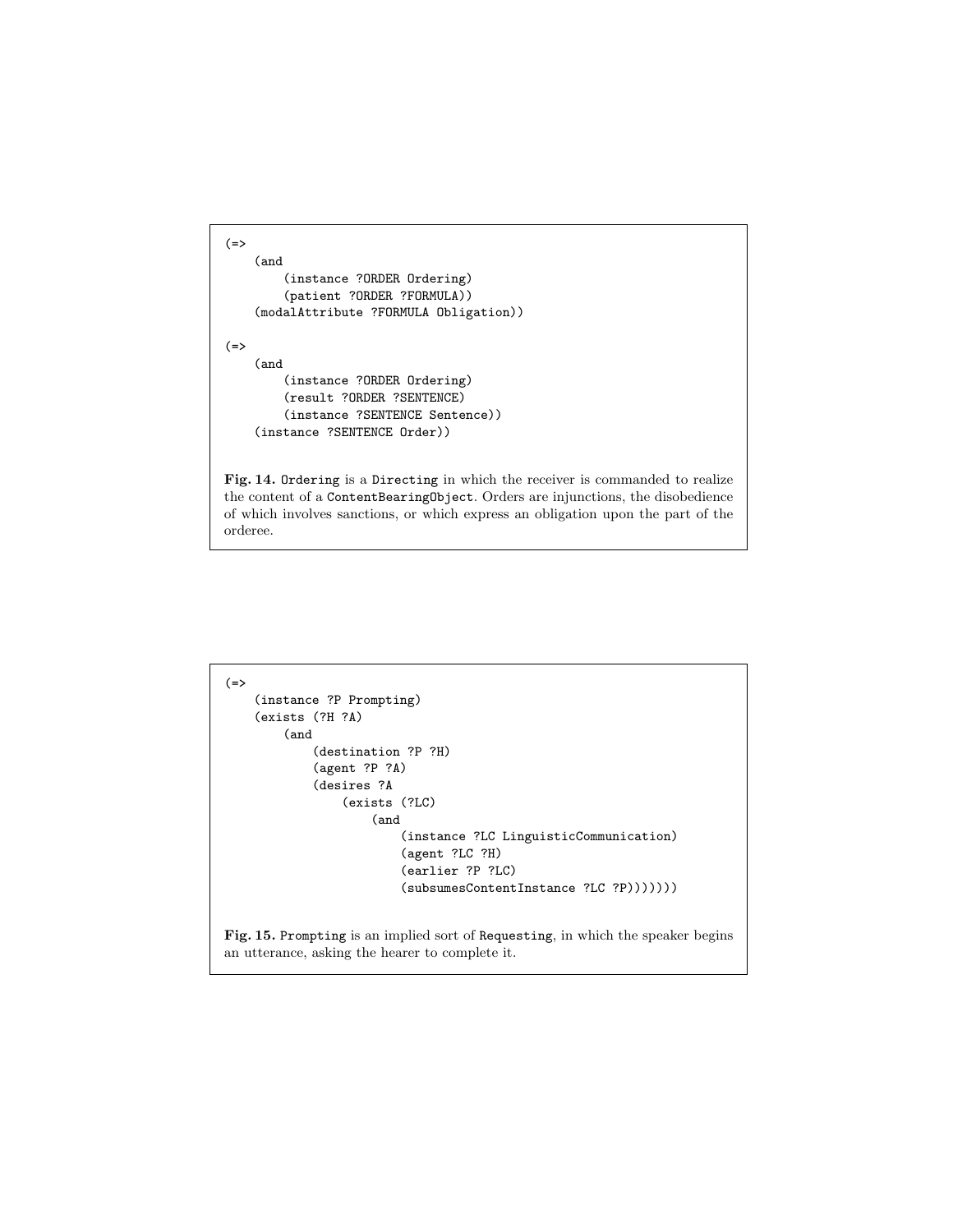```
(=>
    (and
        (instance ?ORDER Ordering)
        (patient ?ORDER ?FORMULA))
    (modalAttribute ?FORMULA Obligation))

(=>
    (and
        (instance ?ORDER Ordering)
        (result ?ORDER ?SENTENCE)
        (instance ?SENTENCE Sentence))
    (instance ?SENTENCE Order))
```

**Fig. 14.** `Ordering` is a `Directing` in which the receiver is commanded to realize the content of a `ContentBearingObject`. Orders are injunctions, the disobedience of which involves sanctions, or which express an obligation upon the part of the orderee.

```
(=>
    (instance ?P Prompting)
    (exists (?H ?A)
        (and
            (destination ?P ?H)
            (agent ?P ?A)
            (desires ?A
                (exists (?LC)
                    (and
                        (instance ?LC LinguisticCommunication)
                        (agent ?LC ?H)
                        (earlier ?P ?LC)
                        (subsumesContentInstance ?LC ?P)))))))
```

**Fig. 15.** `Prompting` is an implied sort of `Requesting`, in which the speaker begins an utterance, asking the hearer to complete it.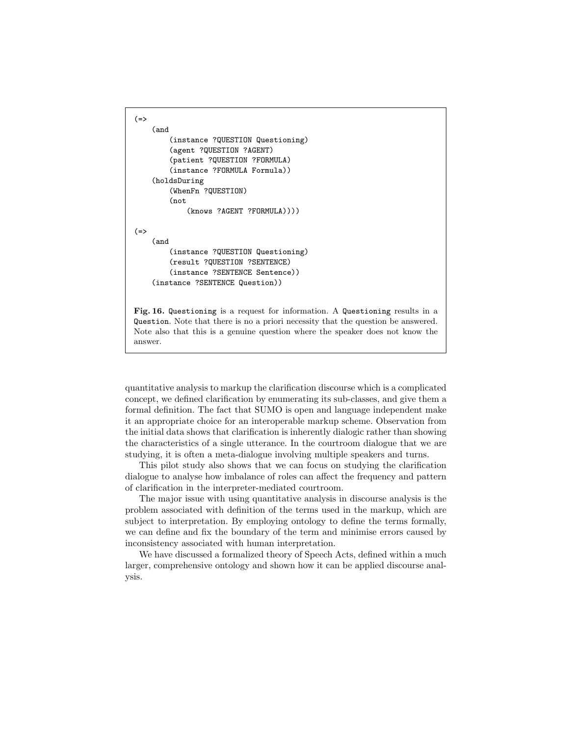```
(=>
    (and
        (instance ?QUESTION Questioning)
        (agent ?QUESTION ?AGENT)
        (patient ?QUESTION ?FORMULA)
        (instance ?FORMULA Formula))
    (holdsDuring
        (WhenFn ?QUESTION)
        (not
            (knows ?AGENT ?FORMULA))))

(=>
    (and
        (instance ?QUESTION Questioning)
        (result ?QUESTION ?SENTENCE)
        (instance ?SENTENCE Sentence))
    (instance ?SENTENCE Question))
```

**Fig. 16.** `Questioning` is a request for information. A `Questioning` results in a `Question`. Note that there is no a priori necessity that the question be answered. Note also that this is a genuine question where the speaker does not know the answer.

quantitative analysis to markup the clarification discourse which is a complicated concept, we defined clarification by enumerating its sub-classes, and give them a formal definition. The fact that SUMO is open and language independent make it an appropriate choice for an interoperable markup scheme. Observation from the initial data shows that clarification is inherently dialogic rather than showing the characteristics of a single utterance. In the courtroom dialogue that we are studying, it is often a meta-dialogue involving multiple speakers and turns.

This pilot study also shows that we can focus on studying the clarification dialogue to analyse how imbalance of roles can affect the frequency and pattern of clarification in the interpreter-mediated courtroom.

The major issue with using quantitative analysis in discourse analysis is the problem associated with definition of the terms used in the markup, which are subject to interpretation. By employing ontology to define the terms formally, we can define and fix the boundary of the term and minimise errors caused by inconsistency associated with human interpretation.

We have discussed a formalized theory of Speech Acts, defined within a much larger, comprehensive ontology and shown how it can be applied discourse analysis.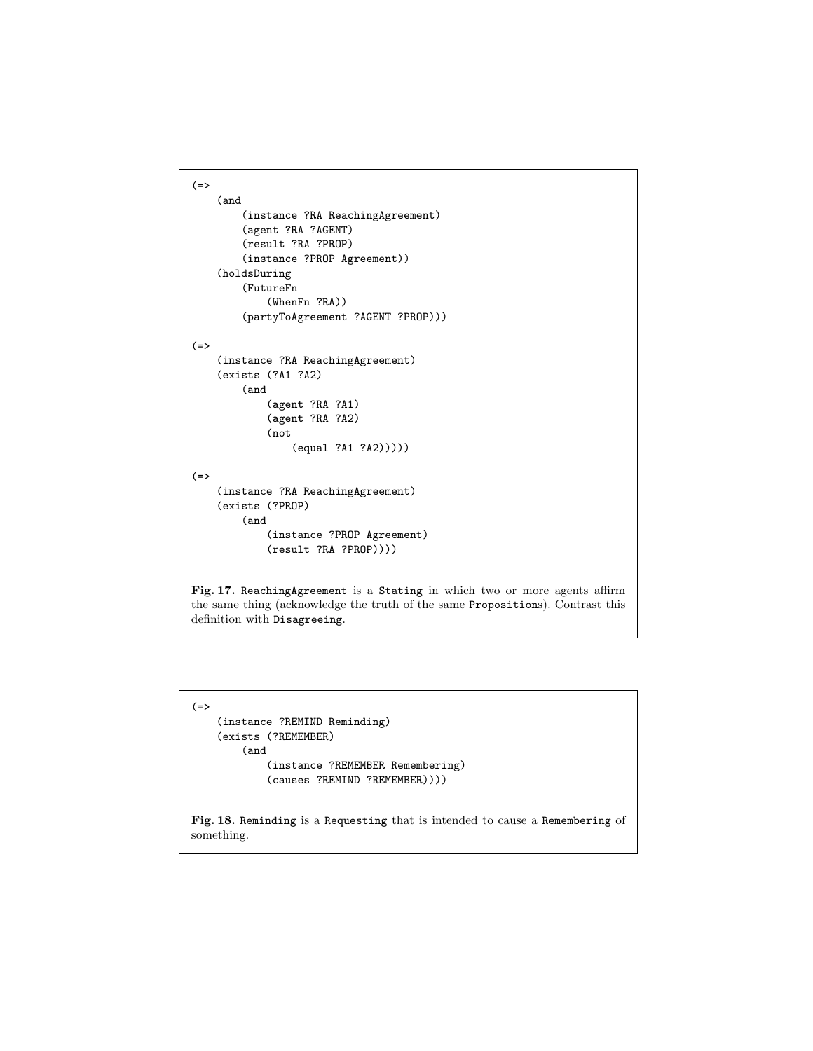```
(=>
    (and
        (instance ?RA ReachingAgreement)
        (agent ?RA ?AGENT)
        (result ?RA ?PROP)
        (instance ?PROP Agreement))
    (holdsDuring
        (FutureFn
            (WhenFn ?RA))
        (partyToAgreement ?AGENT ?PROP)))

(=>
    (instance ?RA ReachingAgreement)
    (exists (?A1 ?A2)
        (and
            (agent ?RA ?A1)
            (agent ?RA ?A2)
            (not
                (equal ?A1 ?A2)))))

(=>
    (instance ?RA ReachingAgreement)
    (exists (?PROP)
        (and
            (instance ?PROP Agreement)
            (result ?RA ?PROP))))
```

**Fig. 17.** `ReachingAgreement` is a `Stating` in which two or more agents affirm the same thing (acknowledge the truth of the same `Proposition`s). Contrast this definition with `Disagreeing`.

```
(=>
    (instance ?REMIND Reminding)
    (exists (?REMEMBER)
        (and
            (instance ?REMEMBER Remembering)
            (causes ?REMIND ?REMEMBER))))
```

**Fig. 18.** `Reminding` is a `Requesting` that is intended to cause a `Remembering` of something.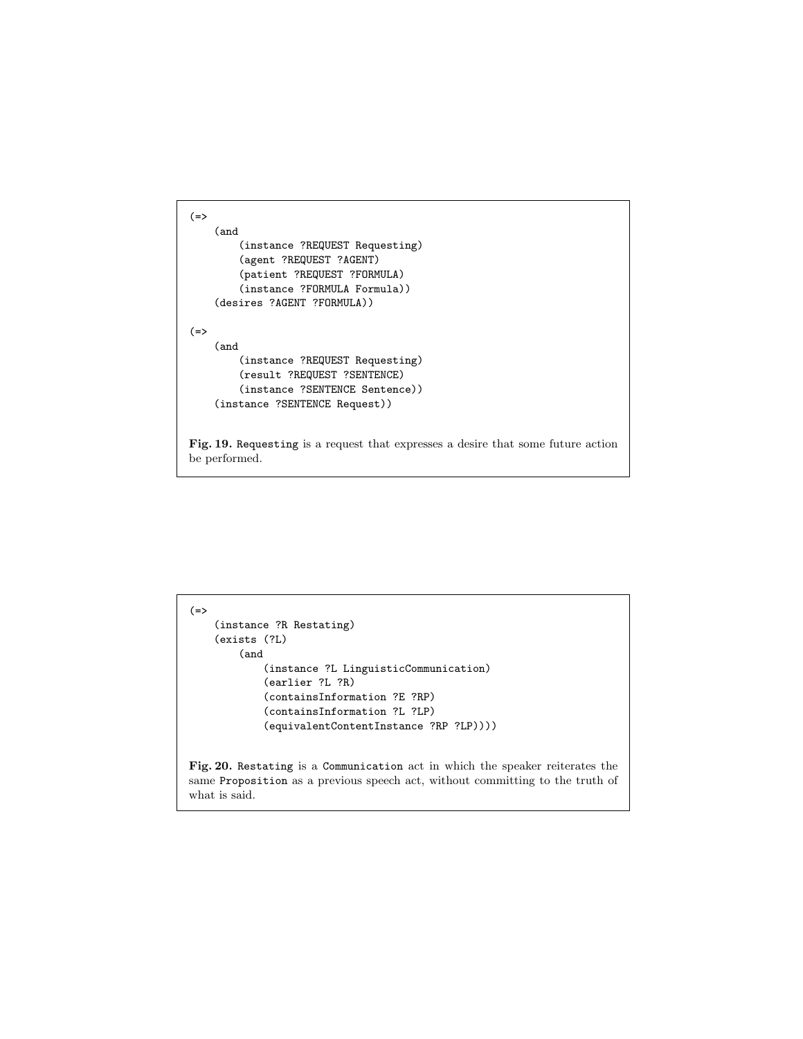```
(=>
    (and
        (instance ?REQUEST Requesting)
        (agent ?REQUEST ?AGENT)
        (patient ?REQUEST ?FORMULA)
        (instance ?FORMULA Formula))
    (desires ?AGENT ?FORMULA))

(=>
    (and
        (instance ?REQUEST Requesting)
        (result ?REQUEST ?SENTENCE)
        (instance ?SENTENCE Sentence))
    (instance ?SENTENCE Request))
```

**Fig. 19.** `Requesting` is a request that expresses a desire that some future action be performed.

```
(=>
    (instance ?R Restating)
    (exists (?L)
        (and
            (instance ?L LinguisticCommunication)
            (earlier ?L ?R)
            (containsInformation ?E ?RP)
            (containsInformation ?L ?LP)
            (equivalentContentInstance ?RP ?LP))))
```

**Fig. 20.** `Restating` is a `Communication` act in which the speaker reiterates the same `Proposition` as a previous speech act, without committing to the truth of what is said.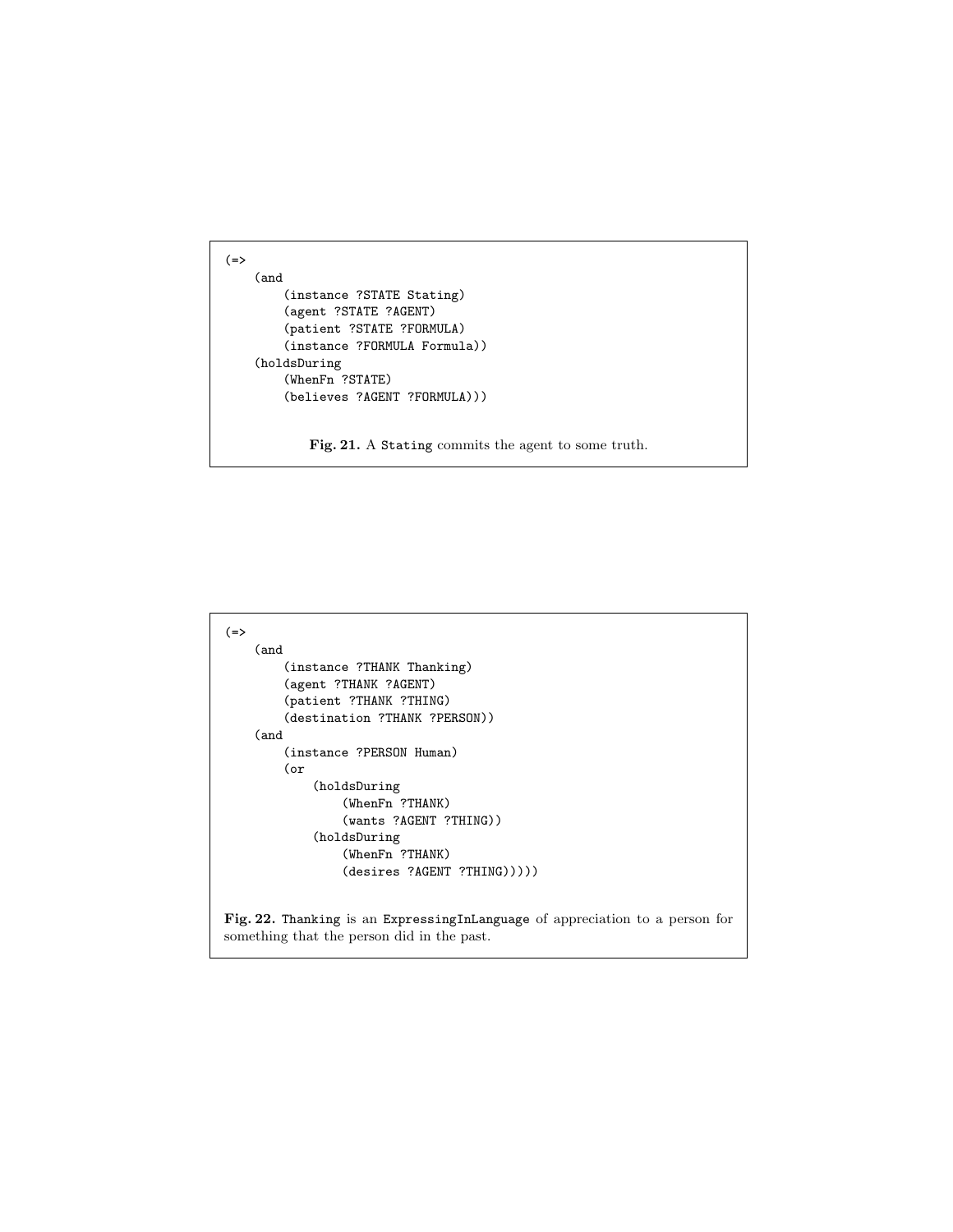```
(=>
    (and
        (instance ?STATE Stating)
        (agent ?STATE ?AGENT)
        (patient ?STATE ?FORMULA)
        (instance ?FORMULA Formula))
    (holdsDuring
        (WhenFn ?STATE)
        (believes ?AGENT ?FORMULA)))
```

**Fig. 21.** A `Stating` commits the agent to some truth.

```
(=>
    (and
        (instance ?THANK Thanking)
        (agent ?THANK ?AGENT)
        (patient ?THANK ?THING)
        (destination ?THANK ?PERSON))
    (and
        (instance ?PERSON Human)
        (or
            (holdsDuring
                (WhenFn ?THANK)
                (wants ?AGENT ?THING))
            (holdsDuring
                (WhenFn ?THANK)
                (desires ?AGENT ?THING)))))
```

**Fig. 22.** `Thanking` is an `ExpressingInLanguage` of appreciation to a person for something that the person did in the past.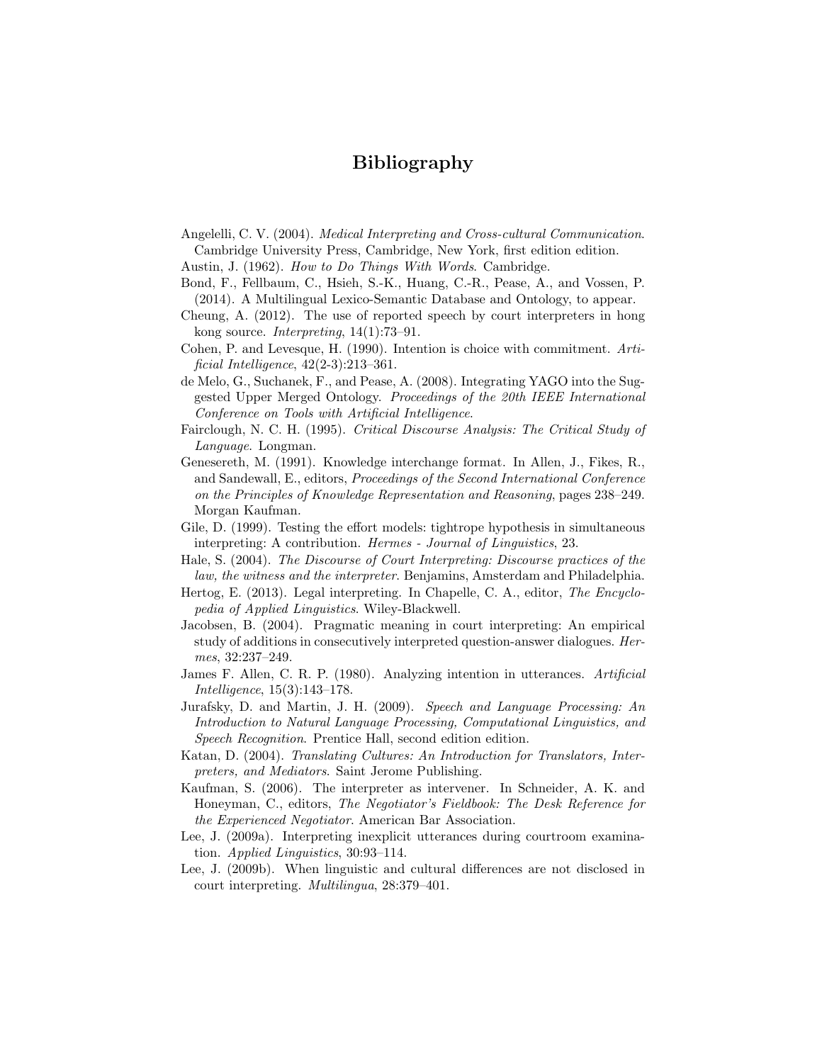# Bibliography

Angelelli, C. V. (2004). *Medical Interpreting and Cross-cultural Communication*. Cambridge University Press, Cambridge, New York, first edition edition.

Austin, J. (1962). *How to Do Things With Words*. Cambridge.

Bond, F., Fellbaum, C., Hsieh, S.-K., Huang, C.-R., Pease, A., and Vossen, P. (2014). A Multilingual Lexico-Semantic Database and Ontology, to appear.

Cheung, A. (2012). The use of reported speech by court interpreters in hong kong source. *Interpreting*, 14(1):73–91.

Cohen, P. and Levesque, H. (1990). Intention is choice with commitment. *Artificial Intelligence*, 42(2-3):213–361.

de Melo, G., Suchanek, F., and Pease, A. (2008). Integrating YAGO into the Suggested Upper Merged Ontology. *Proceedings of the 20th IEEE International Conference on Tools with Artificial Intelligence*.

Fairclough, N. C. H. (1995). *Critical Discourse Analysis: The Critical Study of Language*. Longman.

Genesereth, M. (1991). Knowledge interchange format. In Allen, J., Fikes, R., and Sandewall, E., editors, *Proceedings of the Second International Conference on the Principles of Knowledge Representation and Reasoning*, pages 238–249. Morgan Kaufman.

Gile, D. (1999). Testing the effort models: tightrope hypothesis in simultaneous interpreting: A contribution. *Hermes - Journal of Linguistics*, 23.

Hale, S. (2004). *The Discourse of Court Interpreting: Discourse practices of the law, the witness and the interpreter*. Benjamins, Amsterdam and Philadelphia.

Hertog, E. (2013). Legal interpreting. In Chapelle, C. A., editor, *The Encyclopedia of Applied Linguistics*. Wiley-Blackwell.

Jacobsen, B. (2004). Pragmatic meaning in court interpreting: An empirical study of additions in consecutively interpreted question-answer dialogues. *Hermes*, 32:237–249.

James F. Allen, C. R. P. (1980). Analyzing intention in utterances. *Artificial Intelligence*, 15(3):143–178.

Jurafsky, D. and Martin, J. H. (2009). *Speech and Language Processing: An Introduction to Natural Language Processing, Computational Linguistics, and Speech Recognition*. Prentice Hall, second edition edition.

Katan, D. (2004). *Translating Cultures: An Introduction for Translators, Interpreters, and Mediators*. Saint Jerome Publishing.

Kaufman, S. (2006). The interpreter as intervener. In Schneider, A. K. and Honeyman, C., editors, *The Negotiator's Fieldbook: The Desk Reference for the Experienced Negotiator*. American Bar Association.

Lee, J. (2009a). Interpreting inexplicit utterances during courtroom examination. *Applied Linguistics*, 30:93–114.

Lee, J. (2009b). When linguistic and cultural differences are not disclosed in court interpreting. *Multilingua*, 28:379–401.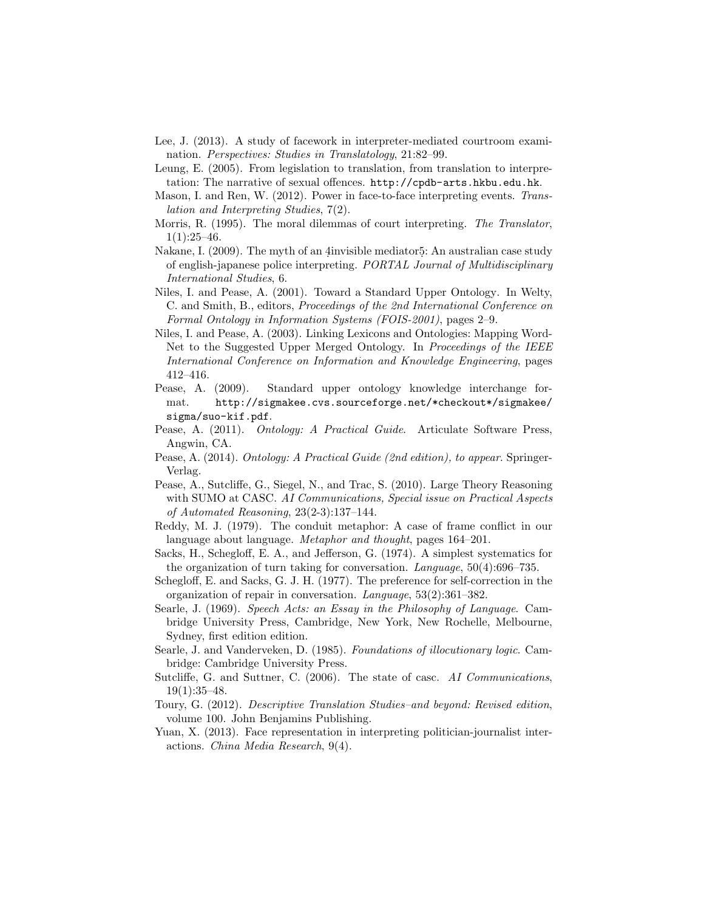Lee, J. (2013). A study of facework in interpreter-mediated courtroom examination. *Perspectives: Studies in Translatology*, 21:82–99.

Leung, E. (2005). From legislation to translation, from translation to interpretation: The narrative of sexual offences. `http://cpdb-arts.hkbu.edu.hk`.

Mason, I. and Ren, W. (2012). Power in face-to-face interpreting events. *Translation and Interpreting Studies*, 7(2).

Morris, R. (1995). The moral dilemmas of court interpreting. *The Translator*, 1(1):25–46.

Nakane, I. (2009). The myth of an 4invisible mediator5: An australian case study of english-japanese police interpreting. *PORTAL Journal of Multidisciplinary International Studies*, 6.

Niles, I. and Pease, A. (2001). Toward a Standard Upper Ontology. In Welty, C. and Smith, B., editors, *Proceedings of the 2nd International Conference on Formal Ontology in Information Systems (FOIS-2001)*, pages 2–9.

Niles, I. and Pease, A. (2003). Linking Lexicons and Ontologies: Mapping WordNet to the Suggested Upper Merged Ontology. In *Proceedings of the IEEE International Conference on Information and Knowledge Engineering*, pages 412–416.

Pease, A. (2009). Standard upper ontology knowledge interchange format. `http://sigmakee.cvs.sourceforge.net/*checkout*/sigmakee/sigma/suo-kif.pdf`.

Pease, A. (2011). *Ontology: A Practical Guide*. Articulate Software Press, Angwin, CA.

Pease, A. (2014). *Ontology: A Practical Guide (2nd edition), to appear*. Springer-Verlag.

Pease, A., Sutcliffe, G., Siegel, N., and Trac, S. (2010). Large Theory Reasoning with SUMO at CASC. *AI Communications, Special issue on Practical Aspects of Automated Reasoning*, 23(2-3):137–144.

Reddy, M. J. (1979). The conduit metaphor: A case of frame conflict in our language about language. *Metaphor and thought*, pages 164–201.

Sacks, H., Schegloff, E. A., and Jefferson, G. (1974). A simplest systematics for the organization of turn taking for conversation. *Language*, 50(4):696–735.

Schegloff, E. and Sacks, G. J. H. (1977). The preference for self-correction in the organization of repair in conversation. *Language*, 53(2):361–382.

Searle, J. (1969). *Speech Acts: an Essay in the Philosophy of Language*. Cambridge University Press, Cambridge, New York, New Rochelle, Melbourne, Sydney, first edition edition.

Searle, J. and Vanderveken, D. (1985). *Foundations of illocutionary logic*. Cambridge: Cambridge University Press.

Sutcliffe, G. and Suttner, C. (2006). The state of casc. *AI Communications*, 19(1):35–48.

Toury, G. (2012). *Descriptive Translation Studies–and beyond: Revised edition*, volume 100. John Benjamins Publishing.

Yuan, X. (2013). Face representation in interpreting politician-journalist interactions. *China Media Research*, 9(4).